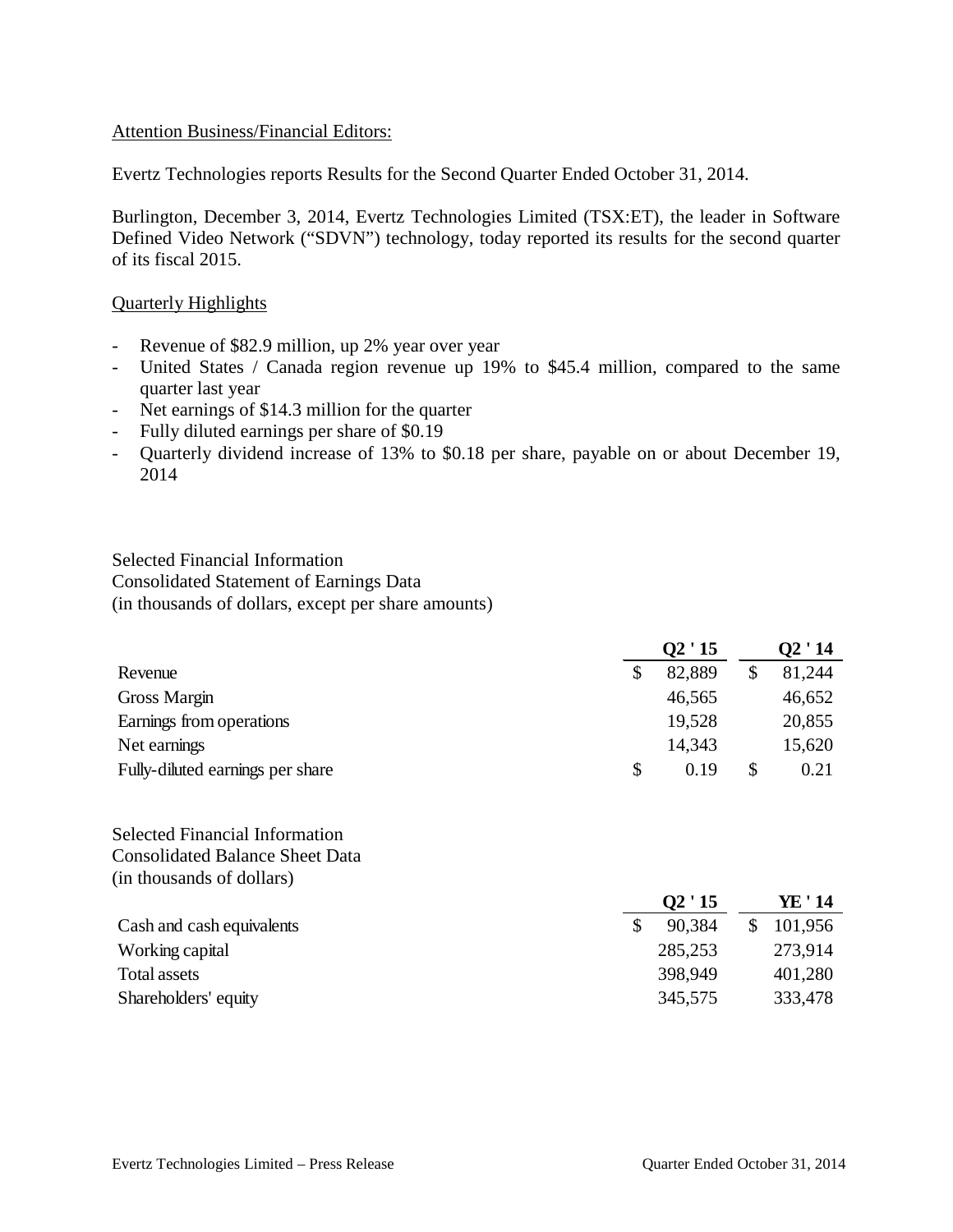Attention Business/Financial Editors:

Evertz Technologies reports Results for the Second Quarter Ended October 31, 2014.

Burlington, December 3, 2014, Evertz Technologies Limited (TSX:ET), the leader in Software Defined Video Network ("SDVN") technology, today reported its results for the second quarter of its fiscal 2015.

Quarterly Highlights

- Revenue of $82.9 million, up 2% year over year
- United States / Canada region revenue up 19% to $45.4 million, compared to the same quarter last year
- Net earnings of $14.3 million for the quarter
- Fully diluted earnings per share of $0.19
- Quarterly dividend increase of 13% to $0.18 per share, payable on or about December 19, 2014

Selected Financial Information
Consolidated Statement of Earnings Data
(in thousands of dollars, except per share amounts)

| | Q2 ' 15 | Q2 ' 14 |
|---|---|---|
| Revenue | $ 82,889 | $ 81,244 |
| Gross Margin | 46,565 | 46,652 |
| Earnings from operations | 19,528 | 20,855 |
| Net earnings | 14,343 | 15,620 |
| Fully-diluted earnings per share | $ 0.19 | $ 0.21 |

Selected Financial Information
Consolidated Balance Sheet Data
(in thousands of dollars)

| | Q2 ' 15 | YE ' 14 |
|---|---|---|
| Cash and cash equivalents | $ 90,384 | $ 101,956 |
| Working capital | 285,253 | 273,914 |
| Total assets | 398,949 | 401,280 |
| Shareholders' equity | 345,575 | 333,478 |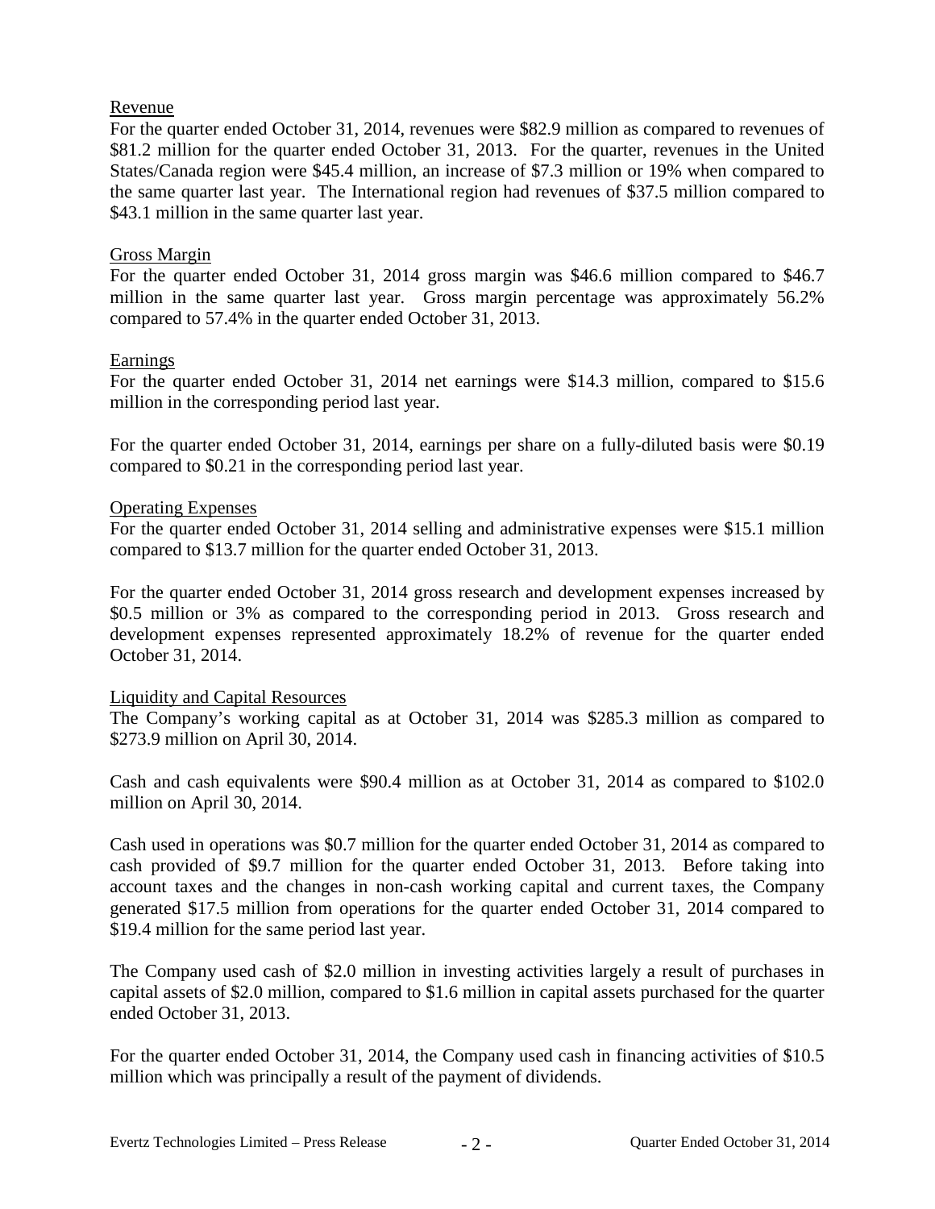## Revenue

For the quarter ended October 31, 2014, revenues were $82.9 million as compared to revenues of $81.2 million for the quarter ended October 31, 2013. For the quarter, revenues in the United States/Canada region were $45.4 million, an increase of $7.3 million or 19% when compared to the same quarter last year. The International region had revenues of $37.5 million compared to $43.1 million in the same quarter last year.

## Gross Margin

For the quarter ended October 31, 2014 gross margin was $46.6 million compared to $46.7 million in the same quarter last year. Gross margin percentage was approximately 56.2% compared to 57.4% in the quarter ended October 31, 2013.

## Earnings

For the quarter ended October 31, 2014 net earnings were $14.3 million, compared to $15.6 million in the corresponding period last year.

For the quarter ended October 31, 2014, earnings per share on a fully-diluted basis were $0.19 compared to $0.21 in the corresponding period last year.

## Operating Expenses

For the quarter ended October 31, 2014 selling and administrative expenses were $15.1 million compared to $13.7 million for the quarter ended October 31, 2013.

For the quarter ended October 31, 2014 gross research and development expenses increased by $0.5 million or 3% as compared to the corresponding period in 2013. Gross research and development expenses represented approximately 18.2% of revenue for the quarter ended October 31, 2014.

## Liquidity and Capital Resources

The Company's working capital as at October 31, 2014 was $285.3 million as compared to $273.9 million on April 30, 2014.

Cash and cash equivalents were $90.4 million as at October 31, 2014 as compared to $102.0 million on April 30, 2014.

Cash used in operations was $0.7 million for the quarter ended October 31, 2014 as compared to cash provided of $9.7 million for the quarter ended October 31, 2013. Before taking into account taxes and the changes in non-cash working capital and current taxes, the Company generated $17.5 million from operations for the quarter ended October 31, 2014 compared to $19.4 million for the same period last year.

The Company used cash of $2.0 million in investing activities largely a result of purchases in capital assets of $2.0 million, compared to $1.6 million in capital assets purchased for the quarter ended October 31, 2013.

For the quarter ended October 31, 2014, the Company used cash in financing activities of $10.5 million which was principally a result of the payment of dividends.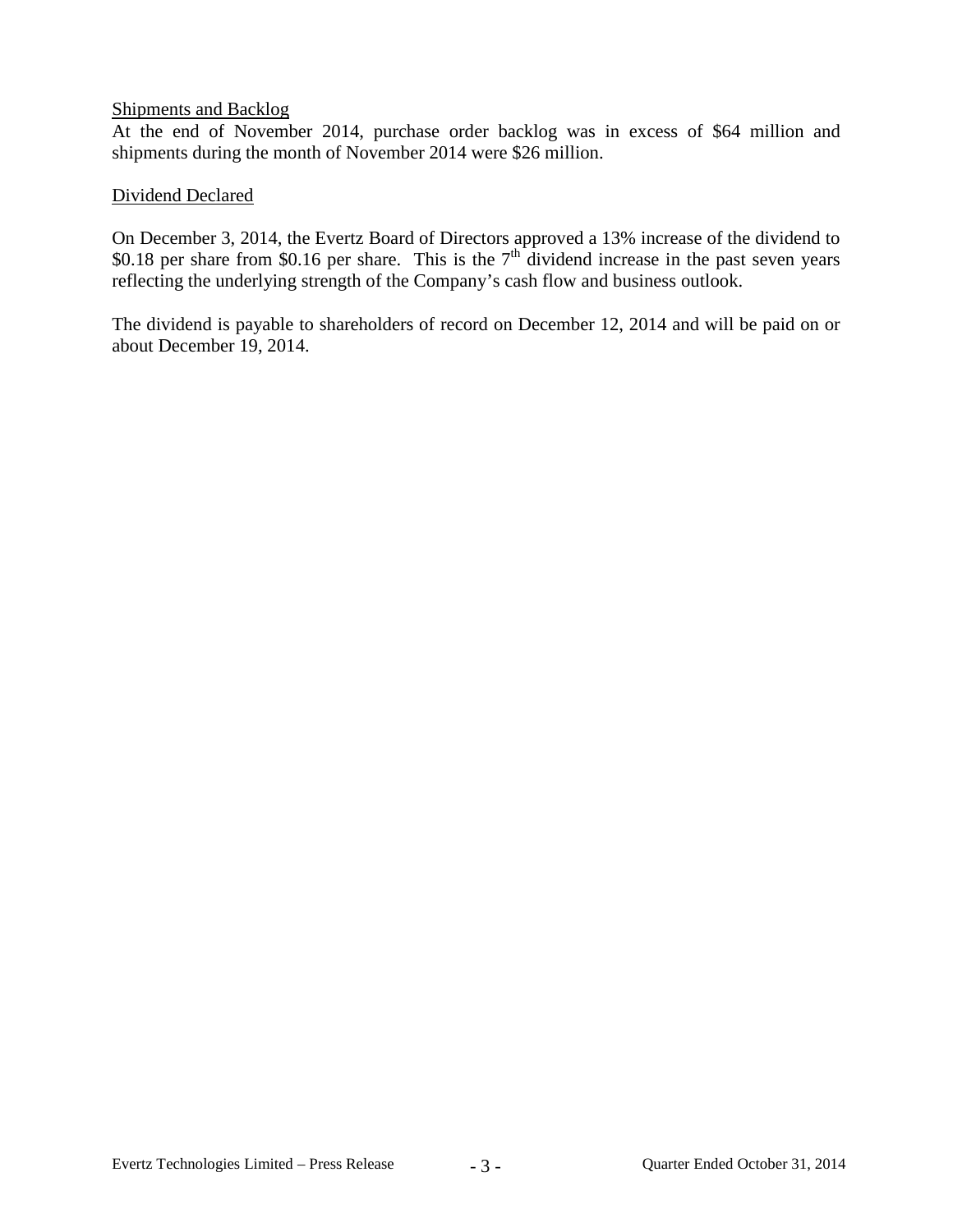## Shipments and Backlog

At the end of November 2014, purchase order backlog was in excess of $64 million and shipments during the month of November 2014 were $26 million.

## Dividend Declared

On December 3, 2014, the Evertz Board of Directors approved a 13% increase of the dividend to $0.18 per share from $0.16 per share. This is the 7th dividend increase in the past seven years reflecting the underlying strength of the Company's cash flow and business outlook.

The dividend is payable to shareholders of record on December 12, 2014 and will be paid on or about December 19, 2014.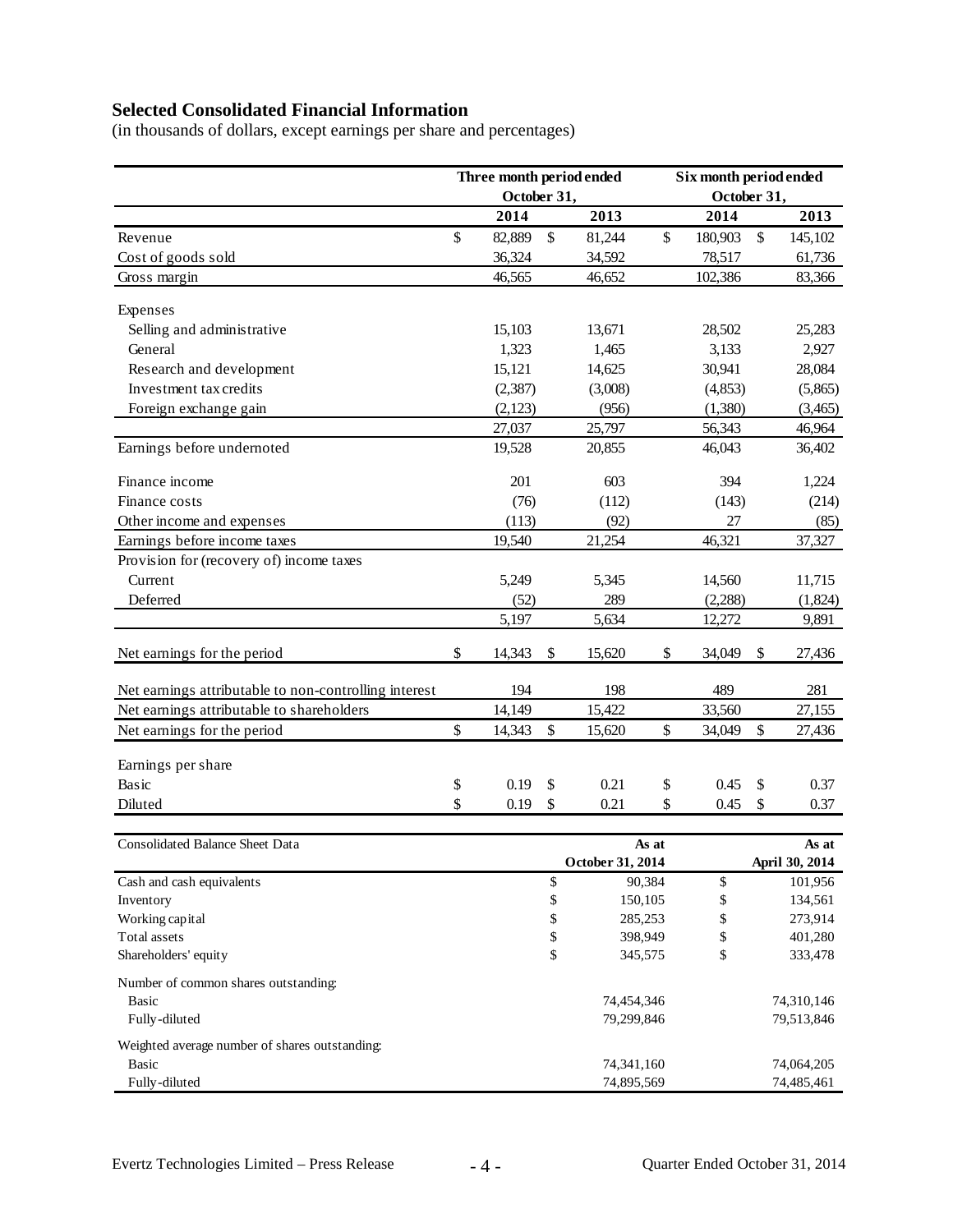## Selected Consolidated Financial Information

(in thousands of dollars, except earnings per share and percentages)

| | Three month period ended October 31, | | Six month period ended October 31, | |
|---|---|---|---|---|
| | 2014 | 2013 | 2014 | 2013 |
| Revenue | $ 82,889 | $ 81,244 | $ 180,903 | $ 145,102 |
| Cost of goods sold | 36,324 | 34,592 | 78,517 | 61,736 |
| Gross margin | 46,565 | 46,652 | 102,386 | 83,366 |
| Expenses | | | | |
| Selling and administrative | 15,103 | 13,671 | 28,502 | 25,283 |
| General | 1,323 | 1,465 | 3,133 | 2,927 |
| Research and development | 15,121 | 14,625 | 30,941 | 28,084 |
| Investment tax credits | (2,387) | (3,008) | (4,853) | (5,865) |
| Foreign exchange gain | (2,123) | (956) | (1,380) | (3,465) |
| | 27,037 | 25,797 | 56,343 | 46,964 |
| Earnings before undernoted | 19,528 | 20,855 | 46,043 | 36,402 |
| Finance income | 201 | 603 | 394 | 1,224 |
| Finance costs | (76) | (112) | (143) | (214) |
| Other income and expenses | (113) | (92) | 27 | (85) |
| Earnings before income taxes | 19,540 | 21,254 | 46,321 | 37,327 |
| Provision for (recovery of) income taxes | | | | |
| Current | 5,249 | 5,345 | 14,560 | 11,715 |
| Deferred | (52) | 289 | (2,288) | (1,824) |
| | 5,197 | 5,634 | 12,272 | 9,891 |
| Net earnings for the period | $ 14,343 | $ 15,620 | $ 34,049 | $ 27,436 |
| Net earnings attributable to non-controlling interest | 194 | 198 | 489 | 281 |
| Net earnings attributable to shareholders | 14,149 | 15,422 | 33,560 | 27,155 |
| Net earnings for the period | $ 14,343 | $ 15,620 | $ 34,049 | $ 27,436 |
| Earnings per share | | | | |
| Basic | $ 0.19 | $ 0.21 | $ 0.45 | $ 0.37 |
| Diluted | $ 0.19 | $ 0.21 | $ 0.45 | $ 0.37 |

| Consolidated Balance Sheet Data | As at October 31, 2014 | As at April 30, 2014 |
|---|---|---|
| Cash and cash equivalents | $ 90,384 | $ 101,956 |
| Inventory | $ 150,105 | $ 134,561 |
| Working capital | $ 285,253 | $ 273,914 |
| Total assets | $ 398,949 | $ 401,280 |
| Shareholders' equity | $ 345,575 | $ 333,478 |
| Number of common shares outstanding: | | |
| Basic | 74,454,346 | 74,310,146 |
| Fully-diluted | 79,299,846 | 79,513,846 |
| Weighted average number of shares outstanding: | | |
| Basic | 74,341,160 | 74,064,205 |
| Fully-diluted | 74,895,569 | 74,485,461 |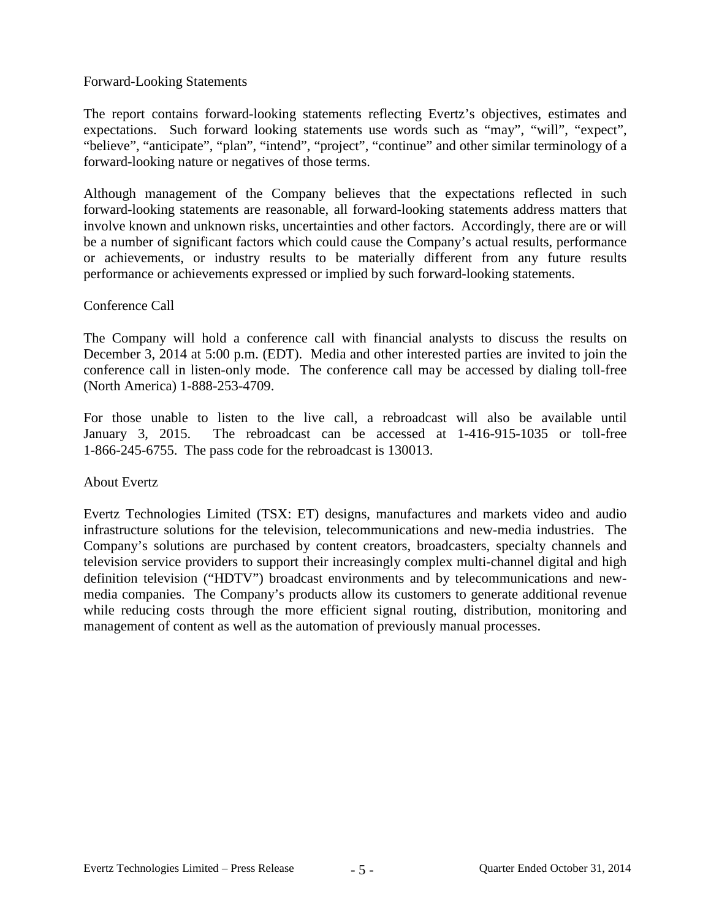## Forward-Looking Statements

The report contains forward-looking statements reflecting Evertz's objectives, estimates and expectations. Such forward looking statements use words such as "may", "will", "expect", "believe", "anticipate", "plan", "intend", "project", "continue" and other similar terminology of a forward-looking nature or negatives of those terms.

Although management of the Company believes that the expectations reflected in such forward-looking statements are reasonable, all forward-looking statements address matters that involve known and unknown risks, uncertainties and other factors. Accordingly, there are or will be a number of significant factors which could cause the Company's actual results, performance or achievements, or industry results to be materially different from any future results performance or achievements expressed or implied by such forward-looking statements.

## Conference Call

The Company will hold a conference call with financial analysts to discuss the results on December 3, 2014 at 5:00 p.m. (EDT). Media and other interested parties are invited to join the conference call in listen-only mode. The conference call may be accessed by dialing toll-free (North America) 1-888-253-4709.

For those unable to listen to the live call, a rebroadcast will also be available until January 3, 2015. The rebroadcast can be accessed at 1-416-915-1035 or toll-free 1-866-245-6755. The pass code for the rebroadcast is 130013.

## About Evertz

Evertz Technologies Limited (TSX: ET) designs, manufactures and markets video and audio infrastructure solutions for the television, telecommunications and new-media industries. The Company's solutions are purchased by content creators, broadcasters, specialty channels and television service providers to support their increasingly complex multi-channel digital and high definition television ("HDTV") broadcast environments and by telecommunications and new-media companies. The Company's products allow its customers to generate additional revenue while reducing costs through the more efficient signal routing, distribution, monitoring and management of content as well as the automation of previously manual processes.